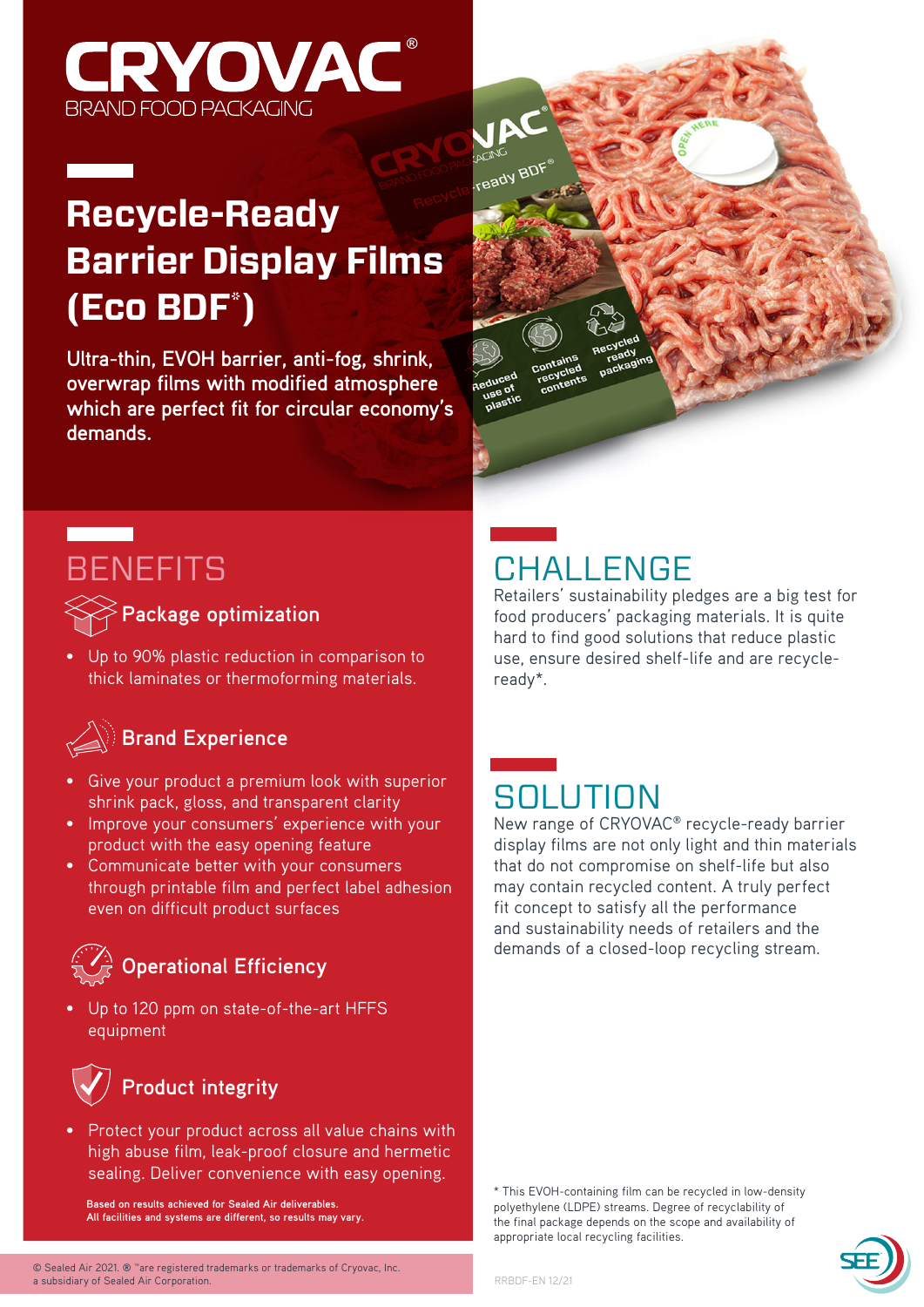# CRYOVAC®

BRAND FOOD PACKAGING

## Recycle-Ready Barrier Display Films (Eco BDF*)

**Ultra-thin, EVOH barrier, anti-fog, shrink, overwrap films with modified atmosphere which are perfect fit for circular economy's demands.**

## BENEFITS

### Package optimization

- Up to 90% plastic reduction in comparison to thick laminates or thermoforming materials.

### Brand Experience

- Give your product a premium look with superior shrink pack, gloss, and transparent clarity
- Improve your consumers' experience with your product with the easy opening feature
- Communicate better with your consumers through printable film and perfect label adhesion even on difficult product surfaces

### Operational Efficiency

- Up to 120 ppm on state-of-the-art HFFS equipment

### Product integrity

- Protect your product across all value chains with high abuse film, leak-proof closure and hermetic sealing. Deliver convenience with easy opening.

**Based on results achieved for Sealed Air deliverables. All facilities and systems are different, so results may vary.**

## CHALLENGE

Retailers' sustainability pledges are a big test for food producers' packaging materials. It is quite hard to find good solutions that reduce plastic use, ensure desired shelf-life and are recycle-ready*.

## SOLUTION

New range of CRYOVAC® recycle-ready barrier display films are not only light and thin materials that do not compromise on shelf-life but also may contain recycled content. A truly perfect fit concept to satisfy all the performance and sustainability needs of retailers and the demands of a closed-loop recycling stream.

\* This EVOH-containing film can be recycled in low-density polyethylene (LDPE) streams. Degree of recyclability of the final package depends on the scope and availability of appropriate local recycling facilities.

© Sealed Air 2021. ® ™are registered trademarks or trademarks of Cryovac, Inc. a subsidiary of Sealed Air Corporation.

RRBDF-EN 12/21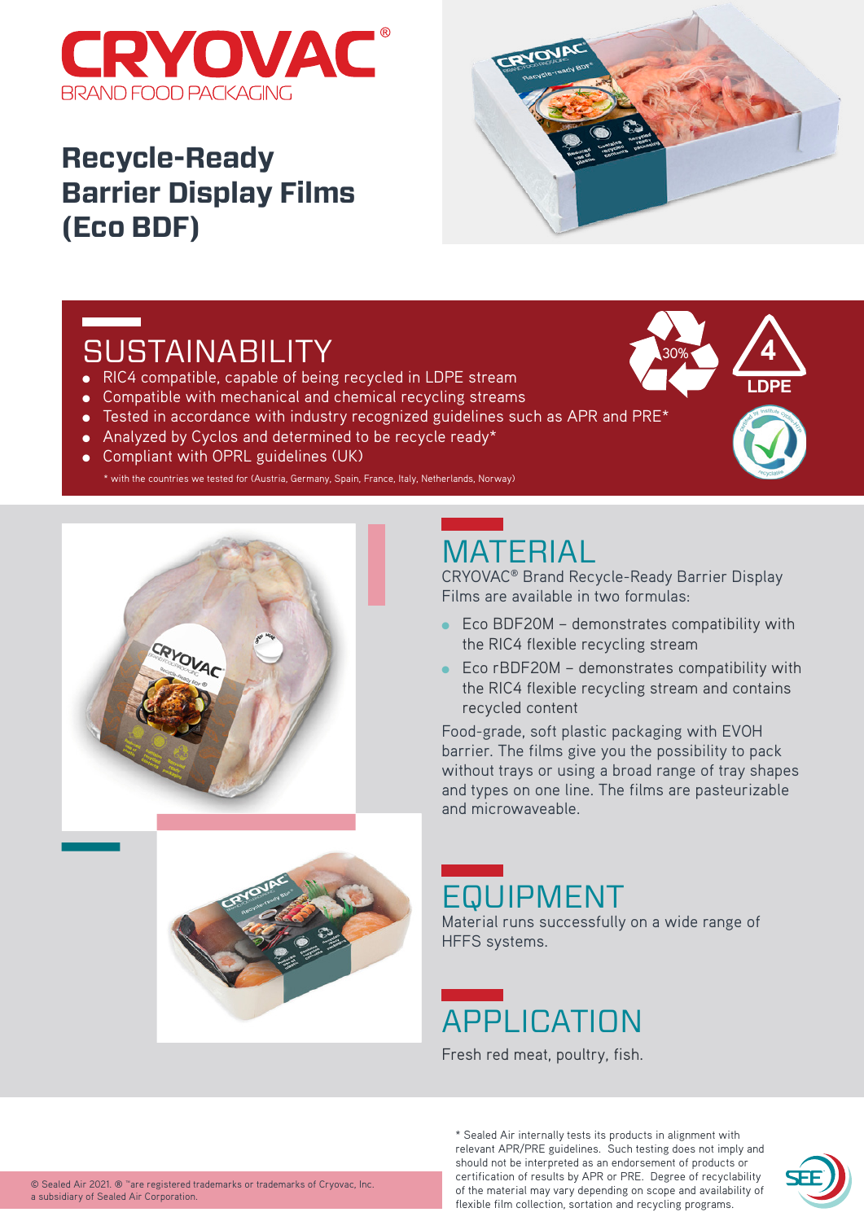# CRYOVAC®

BRAND FOOD PACKAGING

## Recycle-Ready Barrier Display Films (Eco BDF)

## SUSTAINABILITY

- RIC4 compatible, capable of being recycled in LDPE stream
- Compatible with mechanical and chemical recycling streams
- Tested in accordance with industry recognized guidelines such as APR and PRE*
- Analyzed by Cyclos and determined to be recycle ready*
- Compliant with OPRL guidelines (UK)

\* with the countries we tested for (Austria, Germany, Spain, France, Italy, Netherlands, Norway)

30%

4

LDPE

## MATERIAL

CRYOVAC® Brand Recycle-Ready Barrier Display Films are available in two formulas:

- Eco BDF20M – demonstrates compatibility with the RIC4 flexible recycling stream
- Eco rBDF20M – demonstrates compatibility with the RIC4 flexible recycling stream and contains recycled content

Food-grade, soft plastic packaging with EVOH barrier. The films give you the possibility to pack without trays or using a broad range of tray shapes and types on one line. The films are pasteurizable and microwaveable.

## EQUIPMENT

Material runs successfully on a wide range of HFFS systems.

## APPLICATION

Fresh red meat, poultry, fish.

\* Sealed Air internally tests its products in alignment with relevant APR/PRE guidelines. Such testing does not imply and should not be interpreted as an endorsement of products or certification of results by APR or PRE. Degree of recyclability of the material may vary depending on scope and availability of flexible film collection, sortation and recycling programs.

© Sealed Air 2021. ® ™are registered trademarks or trademarks of Cryovac, Inc. a subsidiary of Sealed Air Corporation.